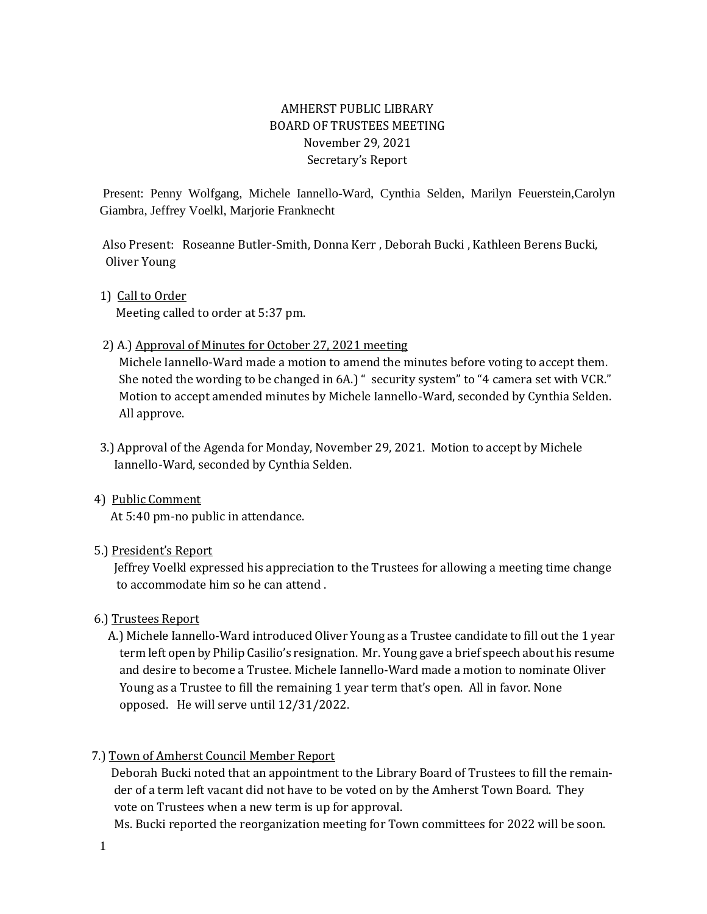AMHERST PUBLIC LIBRARY
BOARD OF TRUSTEES MEETING
November 29, 2021
Secretary's Report

Present: Penny Wolfgang, Michele Iannello-Ward, Cynthia Selden, Marilyn Feuerstein,Carolyn Giambra, Jeffrey Voelkl, Marjorie Franknecht

Also Present: Roseanne Butler-Smith, Donna Kerr , Deborah Bucki , Kathleen Berens Bucki, Oliver Young

1) Call to Order
Meeting called to order at 5:37 pm.

2) A.) Approval of Minutes for October 27, 2021 meeting
Michele Iannello-Ward made a motion to amend the minutes before voting to accept them. She noted the wording to be changed in 6A.) " security system" to "4 camera set with VCR." Motion to accept amended minutes by Michele Iannello-Ward, seconded by Cynthia Selden. All approve.

3.) Approval of the Agenda for Monday, November 29, 2021. Motion to accept by Michele Iannello-Ward, seconded by Cynthia Selden.

4) Public Comment
At 5:40 pm-no public in attendance.

5.) President's Report
Jeffrey Voelkl expressed his appreciation to the Trustees for allowing a meeting time change to accommodate him so he can attend .

6.) Trustees Report
A.) Michele Iannello-Ward introduced Oliver Young as a Trustee candidate to fill out the 1 year term left open by Philip Casilio's resignation. Mr. Young gave a brief speech about his resume and desire to become a Trustee. Michele Iannello-Ward made a motion to nominate Oliver Young as a Trustee to fill the remaining 1 year term that's open. All in favor. None opposed. He will serve until 12/31/2022.

7.) Town of Amherst Council Member Report
Deborah Bucki noted that an appointment to the Library Board of Trustees to fill the remainder of a term left vacant did not have to be voted on by the Amherst Town Board. They vote on Trustees when a new term is up for approval.
Ms. Bucki reported the reorganization meeting for Town committees for 2022 will be soon.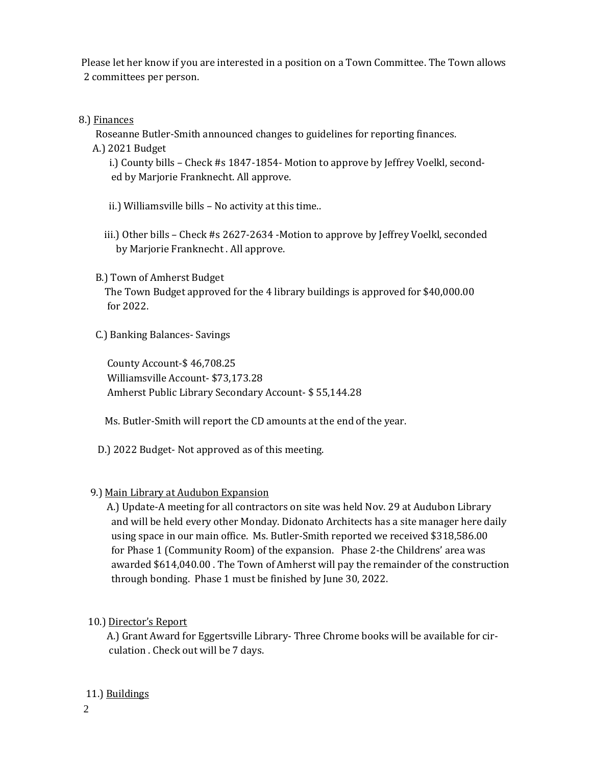Please let her know if you are interested in a position on a Town Committee. The Town allows 2 committees per person.

8.) <u>Finances</u>

Roseanne Butler-Smith announced changes to guidelines for reporting finances.

A.) 2021 Budget

i.) County bills – Check #s 1847-1854- Motion to approve by Jeffrey Voelkl, seconded by Marjorie Franknecht. All approve.

ii.) Williamsville bills – No activity at this time..

iii.) Other bills – Check #s 2627-2634 -Motion to approve by Jeffrey Voelkl, seconded by Marjorie Franknecht . All approve.

B.) Town of Amherst Budget

The Town Budget approved for the 4 library buildings is approved for $40,000.00 for 2022.

C.) Banking Balances- Savings

County Account-$ 46,708.25
Williamsville Account- $73,173.28
Amherst Public Library Secondary Account- $ 55,144.28

Ms. Butler-Smith will report the CD amounts at the end of the year.

D.) 2022 Budget- Not approved as of this meeting.

9.) <u>Main Library at Audubon Expansion</u>

A.) Update-A meeting for all contractors on site was held Nov. 29 at Audubon Library and will be held every other Monday. Didonato Architects has a site manager here daily using space in our main office. Ms. Butler-Smith reported we received $318,586.00 for Phase 1 (Community Room) of the expansion. Phase 2-the Childrens' area was awarded $614,040.00 . The Town of Amherst will pay the remainder of the construction through bonding. Phase 1 must be finished by June 30, 2022.

10.) <u>Director's Report</u>

A.) Grant Award for Eggertsville Library- Three Chrome books will be available for circulation . Check out will be 7 days.

11.) <u>Buildings</u>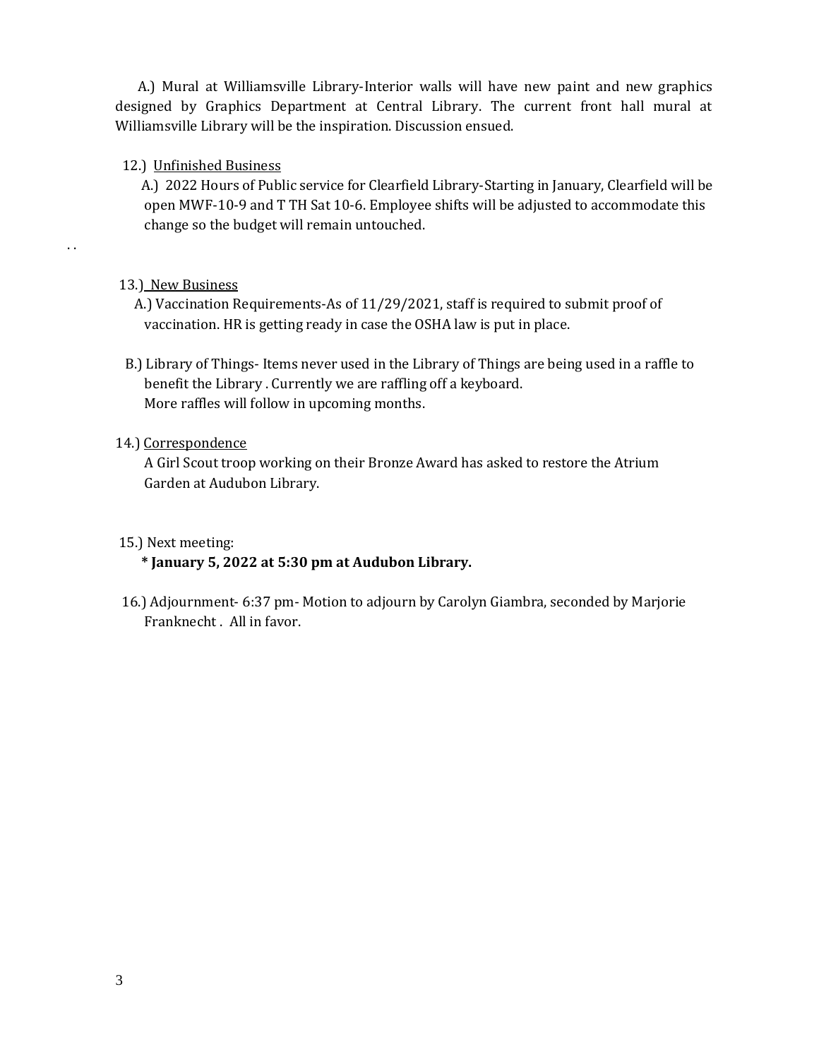A.) Mural at Williamsville Library-Interior walls will have new paint and new graphics designed by Graphics Department at Central Library. The current front hall mural at Williamsville Library will be the inspiration. Discussion ensued.

12.) <u>Unfinished Business</u>

A.) 2022 Hours of Public service for Clearfield Library-Starting in January, Clearfield will be open MWF-10-9 and T TH Sat 10-6. Employee shifts will be adjusted to accommodate this change so the budget will remain untouched.

13.) <u>New Business</u>

A.) Vaccination Requirements-As of 11/29/2021, staff is required to submit proof of vaccination. HR is getting ready in case the OSHA law is put in place.

B.) Library of Things- Items never used in the Library of Things are being used in a raffle to benefit the Library . Currently we are raffling off a keyboard. More raffles will follow in upcoming months.

14.) <u>Correspondence</u>

A Girl Scout troop working on their Bronze Award has asked to restore the Atrium Garden at Audubon Library.

15.) Next meeting:

**\* January 5, 2022 at 5:30 pm at Audubon Library.**

16.) Adjournment- 6:37 pm- Motion to adjourn by Carolyn Giambra, seconded by Marjorie Franknecht . All in favor.